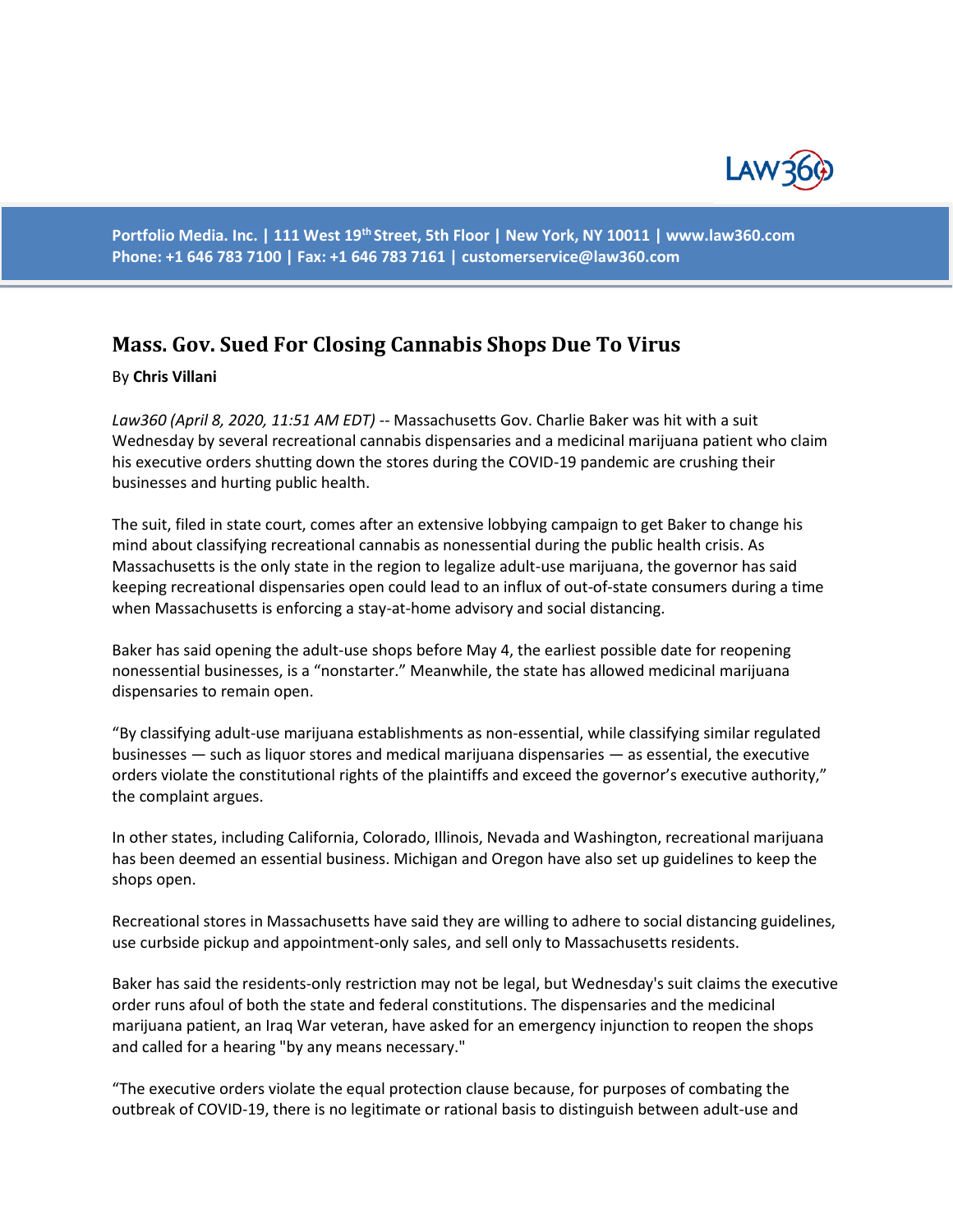Portfolio Media. Inc. | 111 West 19th Street, 5th Floor | New York, NY 10011 | www.law360.com
Phone: +1 646 783 7100 | Fax: +1 646 783 7161 | customerservice@law360.com

# Mass. Gov. Sued For Closing Cannabis Shops Due To Virus

By **Chris Villani**

*Law360 (April 8, 2020, 11:51 AM EDT)* -- Massachusetts Gov. Charlie Baker was hit with a suit Wednesday by several recreational cannabis dispensaries and a medicinal marijuana patient who claim his executive orders shutting down the stores during the COVID-19 pandemic are crushing their businesses and hurting public health.

The suit, filed in state court, comes after an extensive lobbying campaign to get Baker to change his mind about classifying recreational cannabis as nonessential during the public health crisis. As Massachusetts is the only state in the region to legalize adult-use marijuana, the governor has said keeping recreational dispensaries open could lead to an influx of out-of-state consumers during a time when Massachusetts is enforcing a stay-at-home advisory and social distancing.

Baker has said opening the adult-use shops before May 4, the earliest possible date for reopening nonessential businesses, is a "nonstarter." Meanwhile, the state has allowed medicinal marijuana dispensaries to remain open.

"By classifying adult-use marijuana establishments as non-essential, while classifying similar regulated businesses — such as liquor stores and medical marijuana dispensaries — as essential, the executive orders violate the constitutional rights of the plaintiffs and exceed the governor's executive authority," the complaint argues.

In other states, including California, Colorado, Illinois, Nevada and Washington, recreational marijuana has been deemed an essential business. Michigan and Oregon have also set up guidelines to keep the shops open.

Recreational stores in Massachusetts have said they are willing to adhere to social distancing guidelines, use curbside pickup and appointment-only sales, and sell only to Massachusetts residents.

Baker has said the residents-only restriction may not be legal, but Wednesday's suit claims the executive order runs afoul of both the state and federal constitutions. The dispensaries and the medicinal marijuana patient, an Iraq War veteran, have asked for an emergency injunction to reopen the shops and called for a hearing "by any means necessary."

"The executive orders violate the equal protection clause because, for purposes of combating the outbreak of COVID-19, there is no legitimate or rational basis to distinguish between adult-use and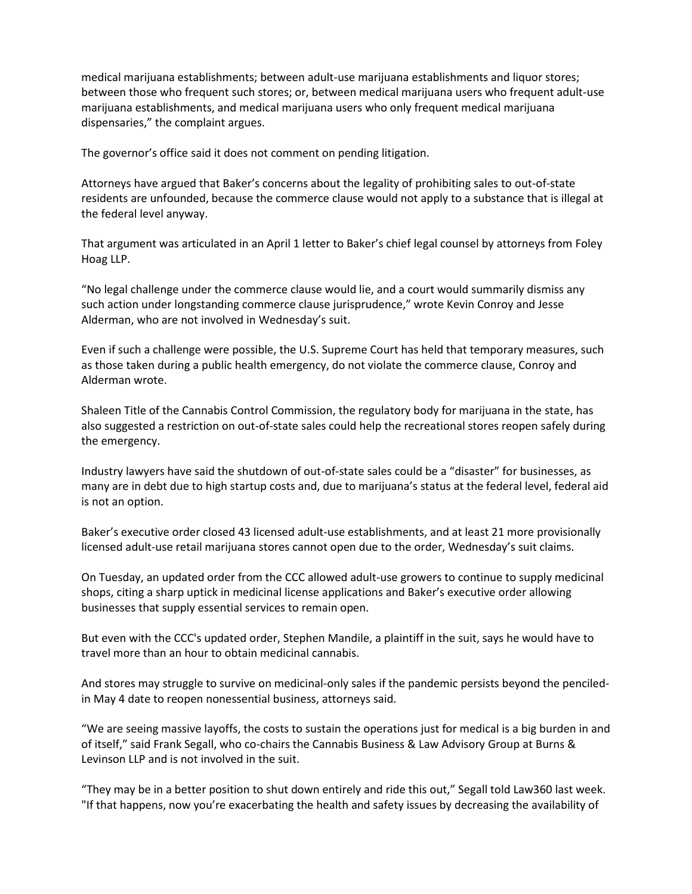medical marijuana establishments; between adult-use marijuana establishments and liquor stores; between those who frequent such stores; or, between medical marijuana users who frequent adult-use marijuana establishments, and medical marijuana users who only frequent medical marijuana dispensaries," the complaint argues.

The governor's office said it does not comment on pending litigation.

Attorneys have argued that Baker's concerns about the legality of prohibiting sales to out-of-state residents are unfounded, because the commerce clause would not apply to a substance that is illegal at the federal level anyway.

That argument was articulated in an April 1 letter to Baker's chief legal counsel by attorneys from Foley Hoag LLP.

"No legal challenge under the commerce clause would lie, and a court would summarily dismiss any such action under longstanding commerce clause jurisprudence," wrote Kevin Conroy and Jesse Alderman, who are not involved in Wednesday's suit.

Even if such a challenge were possible, the U.S. Supreme Court has held that temporary measures, such as those taken during a public health emergency, do not violate the commerce clause, Conroy and Alderman wrote.

Shaleen Title of the Cannabis Control Commission, the regulatory body for marijuana in the state, has also suggested a restriction on out-of-state sales could help the recreational stores reopen safely during the emergency.

Industry lawyers have said the shutdown of out-of-state sales could be a "disaster" for businesses, as many are in debt due to high startup costs and, due to marijuana's status at the federal level, federal aid is not an option.

Baker's executive order closed 43 licensed adult-use establishments, and at least 21 more provisionally licensed adult-use retail marijuana stores cannot open due to the order, Wednesday's suit claims.

On Tuesday, an updated order from the CCC allowed adult-use growers to continue to supply medicinal shops, citing a sharp uptick in medicinal license applications and Baker's executive order allowing businesses that supply essential services to remain open.

But even with the CCC's updated order, Stephen Mandile, a plaintiff in the suit, says he would have to travel more than an hour to obtain medicinal cannabis.

And stores may struggle to survive on medicinal-only sales if the pandemic persists beyond the penciled-in May 4 date to reopen nonessential business, attorneys said.

"We are seeing massive layoffs, the costs to sustain the operations just for medical is a big burden in and of itself," said Frank Segall, who co-chairs the Cannabis Business & Law Advisory Group at Burns & Levinson LLP and is not involved in the suit.

"They may be in a better position to shut down entirely and ride this out," Segall told Law360 last week. "If that happens, now you're exacerbating the health and safety issues by decreasing the availability of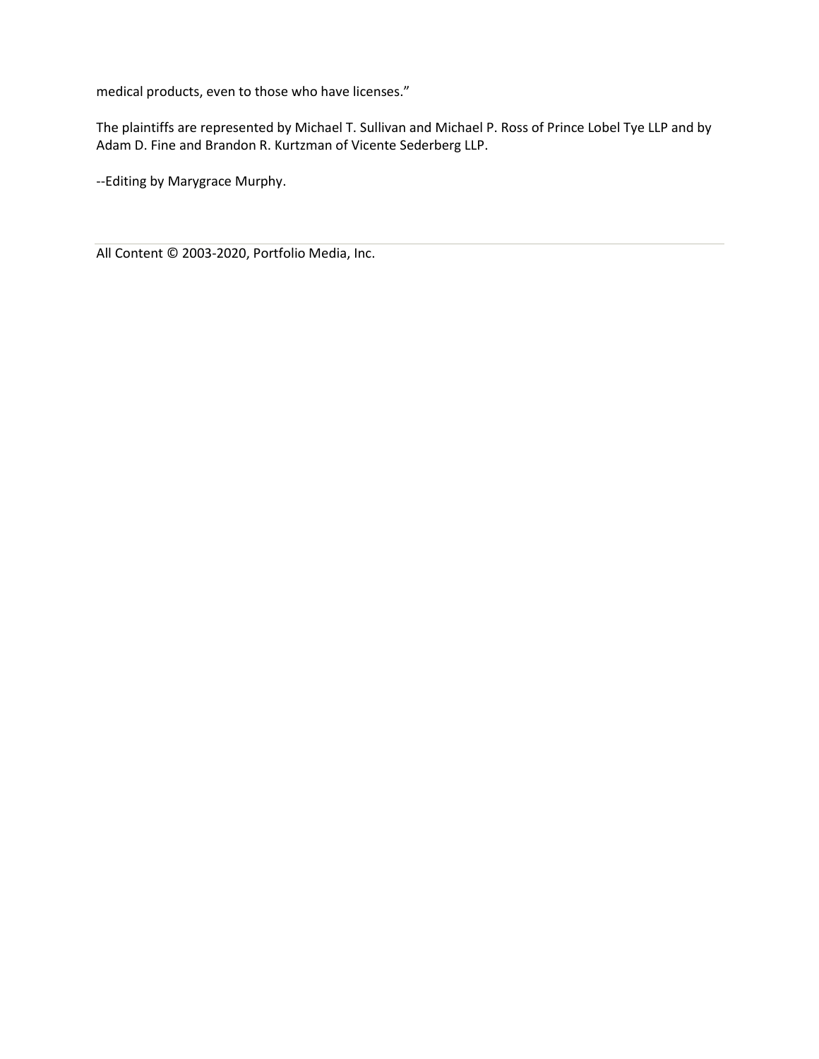medical products, even to those who have licenses."

The plaintiffs are represented by Michael T. Sullivan and Michael P. Ross of Prince Lobel Tye LLP and by Adam D. Fine and Brandon R. Kurtzman of Vicente Sederberg LLP.

--Editing by Marygrace Murphy.

---

All Content © 2003-2020, Portfolio Media, Inc.